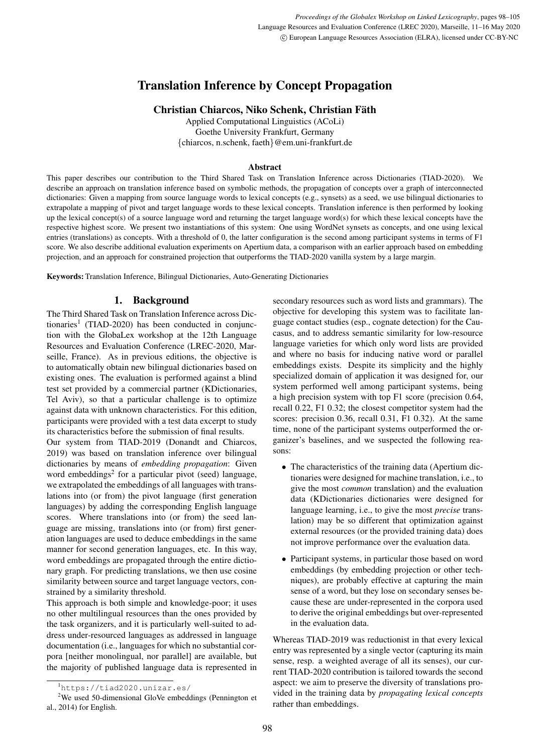# Translation Inference by Concept Propagation

**Christian Chiarcos, Niko Schenk, Christian Fäth**

Applied Computational Linguistics (ACoLi)
Goethe University Frankfurt, Germany
{chiarcos, n.schenk, faeth}@em.uni-frankfurt.de

### Abstract

This paper describes our contribution to the Third Shared Task on Translation Inference across Dictionaries (TIAD-2020). We describe an approach on translation inference based on symbolic methods, the propagation of concepts over a graph of interconnected dictionaries: Given a mapping from source language words to lexical concepts (e.g., synsets) as a seed, we use bilingual dictionaries to extrapolate a mapping of pivot and target language words to these lexical concepts. Translation inference is then performed by looking up the lexical concept(s) of a source language word and returning the target language word(s) for which these lexical concepts have the respective highest score. We present two instantiations of this system: One using WordNet synsets as concepts, and one using lexical entries (translations) as concepts. With a threshold of 0, the latter configuration is the second among participant systems in terms of F1 score. We also describe additional evaluation experiments on Apertium data, a comparison with an earlier approach based on embedding projection, and an approach for constrained projection that outperforms the TIAD-2020 vanilla system by a large margin.

**Keywords:** Translation Inference, Bilingual Dictionaries, Auto-Generating Dictionaries

## 1. Background

The Third Shared Task on Translation Inference across Dictionaries[1] (TIAD-2020) has been conducted in conjunction with the GlobaLex workshop at the 12th Language Resources and Evaluation Conference (LREC-2020, Marseille, France). As in previous editions, the objective is to automatically obtain new bilingual dictionaries based on existing ones. The evaluation is performed against a blind test set provided by a commercial partner (KDictionaries, Tel Aviv), so that a particular challenge is to optimize against data with unknown characteristics. For this edition, participants were provided with a test data excerpt to study its characteristics before the submission of final results.

Our system from TIAD-2019 (Donandt and Chiarcos, 2019) was based on translation inference over bilingual dictionaries by means of *embedding propagation*: Given word embeddings[2] for a particular pivot (seed) language, we extrapolated the embeddings of all languages with translations into (or from) the pivot language (first generation languages) by adding the corresponding English language scores. Where translations into (or from) the seed language are missing, translations into (or from) first generation languages are used to deduce embeddings in the same manner for second generation languages, etc. In this way, word embeddings are propagated through the entire dictionary graph. For predicting translations, we then use cosine similarity between source and target language vectors, constrained by a similarity threshold.

This approach is both simple and knowledge-poor; it uses no other multilingual resources than the ones provided by the task organizers, and it is particularly well-suited to address under-resourced languages as addressed in language documentation (i.e., languages for which no substantial corpora [neither monolingual, nor parallel] are available, but the majority of published language data is represented in secondary resources such as word lists and grammars). The objective for developing this system was to facilitate language contact studies (esp., cognate detection) for the Caucasus, and to address semantic similarity for low-resource language varieties for which only word lists are provided and where no basis for inducing native word or parallel embeddings exists. Despite its simplicity and the highly specialized domain of application it was designed for, our system performed well among participant systems, being a high precision system with top F1 score (precision 0.64, recall 0.22, F1 0.32; the closest competitor system had the scores: precision 0.36, recall 0.31, F1 0.32). At the same time, none of the participant systems outperformed the organizer's baselines, and we suspected the following reasons:

- The characteristics of the training data (Apertium dictionaries were designed for machine translation, i.e., to give the most *common* translation) and the evaluation data (KDictionaries dictionaries were designed for language learning, i.e., to give the most *precise* translation) may be so different that optimization against external resources (or the provided training data) does not improve performance over the evaluation data.
- Participant systems, in particular those based on word embeddings (by embedding projection or other techniques), are probably effective at capturing the main sense of a word, but they lose on secondary senses because these are under-represented in the corpora used to derive the original embeddings but over-represented in the evaluation data.

Whereas TIAD-2019 was reductionist in that every lexical entry was represented by a single vector (capturing its main sense, resp. a weighted average of all its senses), our current TIAD-2020 contribution is tailored towards the second aspect: we aim to preserve the diversity of translations provided in the training data by *propagating lexical concepts* rather than embeddings.

[1] https://tiad2020.unizar.es/

[2] We used 50-dimensional GloVe embeddings (Pennington et al., 2014) for English.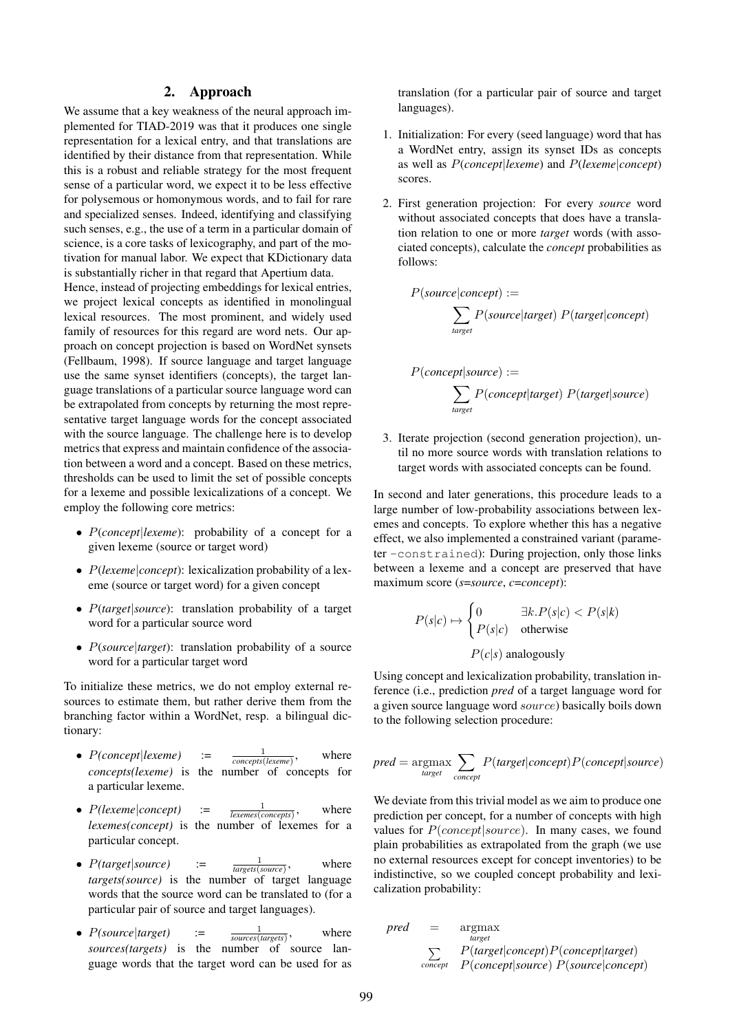## 2. Approach

We assume that a key weakness of the neural approach implemented for TIAD-2019 was that it produces one single representation for a lexical entry, and that translations are identified by their distance from that representation. While this is a robust and reliable strategy for the most frequent sense of a particular word, we expect it to be less effective for polysemous or homonymous words, and to fail for rare and specialized senses. Indeed, identifying and classifying such senses, e.g., the use of a term in a particular domain of science, is a core tasks of lexicography, and part of the motivation for manual labor. We expect that KDictionary data is substantially richer in that regard that Apertium data.

Hence, instead of projecting embeddings for lexical entries, we project lexical concepts as identified in monolingual lexical resources. The most prominent, and widely used family of resources for this regard are word nets. Our approach on concept projection is based on WordNet synsets (Fellbaum, 1998). If source language and target language use the same synset identifiers (concepts), the target language translations of a particular source language word can be extrapolated from concepts by returning the most representative target language words for the concept associated with the source language. The challenge here is to develop metrics that express and maintain confidence of the association between a word and a concept. Based on these metrics, thresholds can be used to limit the set of possible concepts for a lexeme and possible lexicalizations of a concept. We employ the following core metrics:

- $P(concept|lexeme)$: probability of a concept for a given lexeme (source or target word)
- $P(lexeme|concept)$: lexicalization probability of a lexeme (source or target word) for a given concept
- $P(target|source)$: translation probability of a target word for a particular source word
- $P(source|target)$: translation probability of a source word for a particular target word

To initialize these metrics, we do not employ external resources to estimate them, but rather derive them from the branching factor within a WordNet, resp. a bilingual dictionary:

- $P(concept|lexeme) := \frac{1}{concepts(lexeme)}$, where *concepts(lexeme)* is the number of concepts for a particular lexeme.
- $P(lexeme|concept) := \frac{1}{lexemes(concepts)}$, where *lexemes(concept)* is the number of lexemes for a particular concept.
- $P(target|source) := \frac{1}{targets(source)}$, where *targets(source)* is the number of target language words that the source word can be translated to (for a particular pair of source and target languages).
- $P(source|target) := \frac{1}{sources(targets)}$, where *sources(targets)* is the number of source language words that the target word can be used for as translation (for a particular pair of source and target languages).

1. Initialization: For every (seed language) word that has a WordNet entry, assign its synset IDs as concepts as well as $P(concept|lexeme)$ and $P(lexeme|concept)$ scores.
2. First generation projection: For every *source* word without associated concepts that does have a translation relation to one or more *target* words (with associated concepts), calculate the *concept* probabilities as follows:

$$P(source|concept) := \sum_{target} P(source|target)\ P(target|concept)$$

$$P(concept|source) := \sum_{target} P(concept|target)\ P(target|source)$$

3. Iterate projection (second generation projection), until no more source words with translation relations to target words with associated concepts can be found.

In second and later generations, this procedure leads to a large number of low-probability associations between lexemes and concepts. To explore whether this has a negative effect, we also implemented a constrained variant (parameter `-constrained`): During projection, only those links between a lexeme and a concept are preserved that have maximum score (*s*=*source*, *c*=*concept*):

$$P(s|c) \mapsto \begin{cases} 0 & \exists k. P(s|c) < P(s|k) \\ P(s|c) & \text{otherwise} \end{cases}$$

$$P(c|s) \text{ analogously}$$

Using concept and lexicalization probability, translation inference (i.e., prediction *pred* of a target language word for a given source language word $source$) basically boils down to the following selection procedure:

$$pred = \operatorname*{argmax}_{target} \sum_{concept} P(target|concept) P(concept|source)$$

We deviate from this trivial model as we aim to produce one prediction per concept, for a number of concepts with high values for $P(concept|source)$. In many cases, we found plain probabilities as extrapolated from the graph (we use no external resources except for concept inventories) to be indistinctive, so we coupled concept probability and lexicalization probability:

$$pred = \operatorname*{argmax}_{target} \sum_{concept} P(target|concept) P(concept|target)\ P(concept|source)\ P(source|concept)$$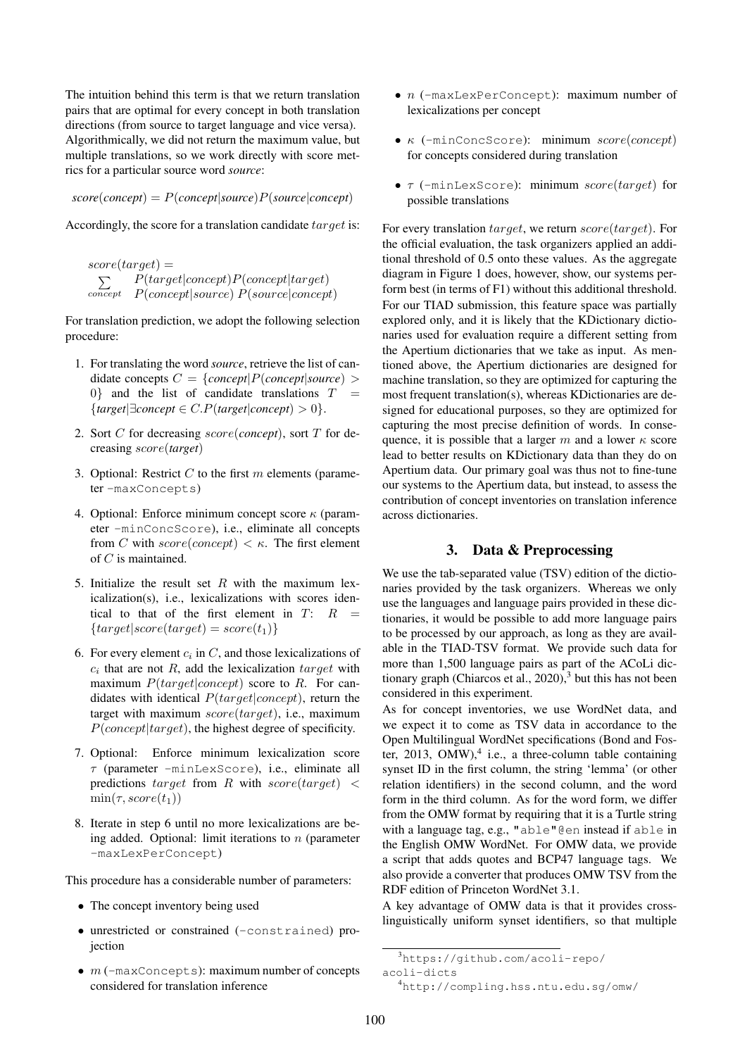The intuition behind this term is that we return translation pairs that are optimal for every concept in both translation directions (from source to target language and vice versa). Algorithmically, we did not return the maximum value, but multiple translations, so we work directly with score metrics for a particular source word *source*:

$$\textit{score}(\textit{concept}) = P(\textit{concept}|\textit{source})P(\textit{source}|\textit{concept})$$

Accordingly, the score for a translation candidate $target$ is:

$$score(target) = \sum_{concept} \begin{array}{l} P(target|concept)P(concept|target) \\ P(concept|source)\ P(source|concept) \end{array}$$

For translation prediction, we adopt the following selection procedure:

1. For translating the word *source*, retrieve the list of candidate concepts $C = \{\textit{concept}|P(\textit{concept}|\textit{source}) > 0\}$ and the list of candidate translations $T = \{\textit{target}|\exists \textit{concept} \in C.P(\textit{target}|\textit{concept}) > 0\}$.
2. Sort $C$ for decreasing $score(\textit{concept})$, sort $T$ for decreasing $score(\textit{target})$
3. Optional: Restrict $C$ to the first $m$ elements (parameter `-maxConcepts`)
4. Optional: Enforce minimum concept score $\kappa$ (parameter `-minConcScore`), i.e., eliminate all concepts from $C$ with $score(concept) < \kappa$. The first element of $C$ is maintained.
5. Initialize the result set $R$ with the maximum lexicalization(s), i.e., lexicalizations with scores identical to that of the first element in $T$: $R = \{target|score(target) = score(t_1)\}$
6. For every element $c_i$ in $C$, and those lexicalizations of $c_i$ that are not $R$, add the lexicalization $target$ with maximum $P(target|concept)$ score to $R$. For candidates with identical $P(target|concept)$, return the target with maximum $score(target)$, i.e., maximum $P(concept|target)$, the highest degree of specificity.
7. Optional: Enforce minimum lexicalization score $\tau$ (parameter `-minLexScore`), i.e., eliminate all predictions $target$ from $R$ with $score(target) < \min(\tau, score(t_1))$
8. Iterate in step 6 until no more lexicalizations are being added. Optional: limit iterations to $n$ (parameter `-maxLexPerConcept`)

This procedure has a considerable number of parameters:

- The concept inventory being used
- unrestricted or constrained (`-constrained`) projection
- $m$ (`-maxConcepts`): maximum number of concepts considered for translation inference
- $n$ (`-maxLexPerConcept`): maximum number of lexicalizations per concept
- $\kappa$ (`-minConcScore`): minimum $score(concept)$ for concepts considered during translation
- $\tau$ (`-minLexScore`): minimum $score(target)$ for possible translations

For every translation $target$, we return $score(target)$. For the official evaluation, the task organizers applied an additional threshold of 0.5 onto these values. As the aggregate diagram in Figure 1 does, however, show, our systems perform best (in terms of F1) without this additional threshold. For our TIAD submission, this feature space was partially explored only, and it is likely that the KDictionary dictionaries used for evaluation require a different setting from the Apertium dictionaries that we take as input. As mentioned above, the Apertium dictionaries are designed for machine translation, so they are optimized for capturing the most frequent translation(s), whereas KDictionaries are designed for educational purposes, so they are optimized for capturing the most precise definition of words. In consequence, it is possible that a larger $m$ and a lower $\kappa$ score lead to better results on KDictionary data than they do on Apertium data. Our primary goal was thus not to fine-tune our systems to the Apertium data, but instead, to assess the contribution of concept inventories on translation inference across dictionaries.

## 3. Data & Preprocessing

We use the tab-separated value (TSV) edition of the dictionaries provided by the task organizers. Whereas we only use the languages and language pairs provided in these dictionaries, it would be possible to add more language pairs to be processed by our approach, as long as they are available in the TIAD-TSV format. We provide such data for more than 1,500 language pairs as part of the ACoLi dictionary graph (Chiarcos et al., 2020),[3] but this has not been considered in this experiment.

As for concept inventories, we use WordNet data, and we expect it to come as TSV data in accordance to the Open Multilingual WordNet specifications (Bond and Foster, 2013, OMW),[4] i.e., a three-column table containing synset ID in the first column, the string 'lemma' (or other relation identifiers) in the second column, and the word form in the third column. As for the word form, we differ from the OMW format by requiring that it is a Turtle string with a language tag, e.g., `"able"@en` instead if `able` in the English OMW WordNet. For OMW data, we provide a script that adds quotes and BCP47 language tags. We also provide a converter that produces OMW TSV from the RDF edition of Princeton WordNet 3.1.

A key advantage of OMW data is that it provides cross-linguistically uniform synset identifiers, so that multiple

[3] https://github.com/acoli-repo/acoli-dicts

[4] http://compling.hss.ntu.edu.sg/omw/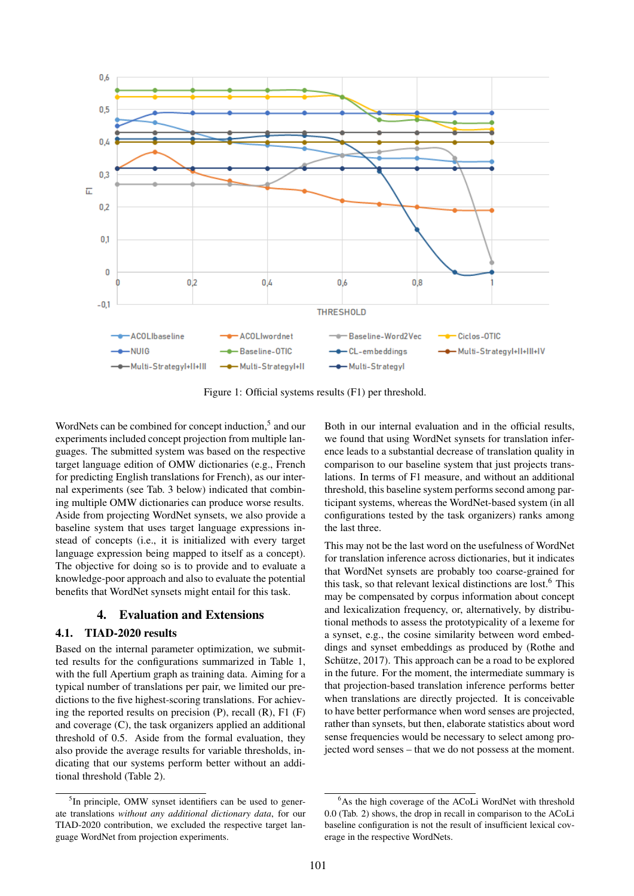Figure 1: Official systems results (F1) per threshold.

WordNets can be combined for concept induction,[5] and our experiments included concept projection from multiple languages. The submitted system was based on the respective target language edition of OMW dictionaries (e.g., French for predicting English translations for French), as our internal experiments (see Tab. 3 below) indicated that combining multiple OMW dictionaries can produce worse results. Aside from projecting WordNet synsets, we also provide a baseline system that uses target language expressions instead of concepts (i.e., it is initialized with every target language expression being mapped to itself as a concept). The objective for doing so is to provide and to evaluate a knowledge-poor approach and also to evaluate the potential benefits that WordNet synsets might entail for this task.

## 4. Evaluation and Extensions

### 4.1. TIAD-2020 results

Based on the internal parameter optimization, we submitted results for the configurations summarized in Table 1, with the full Apertium graph as training data. Aiming for a typical number of translations per pair, we limited our predictions to the five highest-scoring translations. For achieving the reported results on precision (P), recall (R), F1 (F) and coverage (C), the task organizers applied an additional threshold of 0.5. Aside from the formal evaluation, they also provide the average results for variable thresholds, indicating that our systems perform better without an additional threshold (Table 2).

Both in our internal evaluation and in the official results, we found that using WordNet synsets for translation inference leads to a substantial decrease of translation quality in comparison to our baseline system that just projects translations. In terms of F1 measure, and without an additional threshold, this baseline system performs second among participant systems, whereas the WordNet-based system (in all configurations tested by the task organizers) ranks among the last three.

This may not be the last word on the usefulness of WordNet for translation inference across dictionaries, but it indicates that WordNet synsets are probably too coarse-grained for this task, so that relevant lexical distinctions are lost.[6] This may be compensated by corpus information about concept and lexicalization frequency, or, alternatively, by distributional methods to assess the prototypicality of a lexeme for a synset, e.g., the cosine similarity between word embeddings and synset embeddings as produced by (Rothe and Schütze, 2017). This approach can be a road to be explored in the future. For the moment, the intermediate summary is that projection-based translation inference performs better when translations are directly projected. It is conceivable to have better performance when word senses are projected, rather than synsets, but then, elaborate statistics about word sense frequencies would be necessary to select among projected word senses – that we do not possess at the moment.

---

[5] In principle, OMW synset identifiers can be used to generate translations *without any additional dictionary data*, for our TIAD-2020 contribution, we excluded the respective target language WordNet from projection experiments.

[6] As the high coverage of the ACoLi WordNet with threshold 0.0 (Tab. 2) shows, the drop in recall in comparison to the ACoLi baseline configuration is not the result of insufficient lexical coverage in the respective WordNets.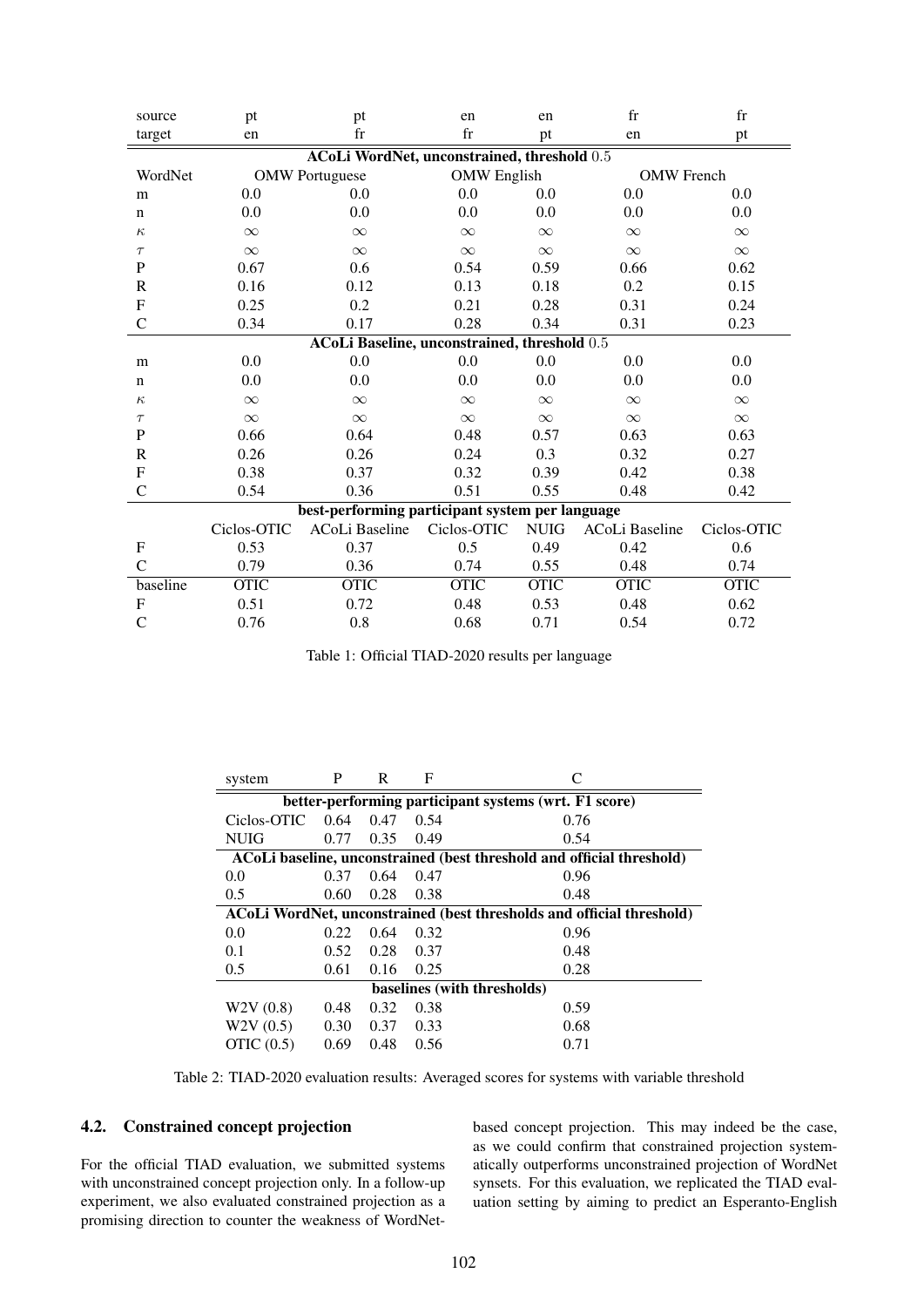| source | pt | pt | en | en | fr | fr |
|---|---|---|---|---|---|---|
| target | en | fr | fr | pt | en | pt |
| **ACoLi WordNet, unconstrained, threshold 0.5** | | | | | | |
| WordNet | OMW Portuguese | | OMW English | | OMW French | |
| m | 0.0 | 0.0 | 0.0 | 0.0 | 0.0 | 0.0 |
| n | 0.0 | 0.0 | 0.0 | 0.0 | 0.0 | 0.0 |
| $\kappa$ | $\infty$ | $\infty$ | $\infty$ | $\infty$ | $\infty$ | $\infty$ |
| $\tau$ | $\infty$ | $\infty$ | $\infty$ | $\infty$ | $\infty$ | $\infty$ |
| P | 0.67 | 0.6 | 0.54 | 0.59 | 0.66 | 0.62 |
| R | 0.16 | 0.12 | 0.13 | 0.18 | 0.2 | 0.15 |
| F | 0.25 | 0.2 | 0.21 | 0.28 | 0.31 | 0.24 |
| C | 0.34 | 0.17 | 0.28 | 0.34 | 0.31 | 0.23 |
| **ACoLi Baseline, unconstrained, threshold 0.5** | | | | | | |
| m | 0.0 | 0.0 | 0.0 | 0.0 | 0.0 | 0.0 |
| n | 0.0 | 0.0 | 0.0 | 0.0 | 0.0 | 0.0 |
| $\kappa$ | $\infty$ | $\infty$ | $\infty$ | $\infty$ | $\infty$ | $\infty$ |
| $\tau$ | $\infty$ | $\infty$ | $\infty$ | $\infty$ | $\infty$ | $\infty$ |
| P | 0.66 | 0.64 | 0.48 | 0.57 | 0.63 | 0.63 |
| R | 0.26 | 0.26 | 0.24 | 0.3 | 0.32 | 0.27 |
| F | 0.38 | 0.37 | 0.32 | 0.39 | 0.42 | 0.38 |
| C | 0.54 | 0.36 | 0.51 | 0.55 | 0.48 | 0.42 |
| **best-performing participant system per language** | | | | | | |
| | Ciclos-OTIC | ACoLi Baseline | Ciclos-OTIC | NUIG | ACoLi Baseline | Ciclos-OTIC |
| F | 0.53 | 0.37 | 0.5 | 0.49 | 0.42 | 0.6 |
| C | 0.79 | 0.36 | 0.74 | 0.55 | 0.48 | 0.74 |
| baseline | OTIC | OTIC | OTIC | OTIC | OTIC | OTIC |
| F | 0.51 | 0.72 | 0.48 | 0.53 | 0.48 | 0.62 |
| C | 0.76 | 0.8 | 0.68 | 0.71 | 0.54 | 0.72 |

Table 1: Official TIAD-2020 results per language

| system | P | R | F | C |
|---|---|---|---|---|
| **better-performing participant systems (wrt. F1 score)** | | | | |
| Ciclos-OTIC | 0.64 | 0.47 | 0.54 | 0.76 |
| NUIG | 0.77 | 0.35 | 0.49 | 0.54 |
| **ACoLi baseline, unconstrained (best threshold and official threshold)** | | | | |
| 0.0 | 0.37 | 0.64 | 0.47 | 0.96 |
| 0.5 | 0.60 | 0.28 | 0.38 | 0.48 |
| **ACoLi WordNet, unconstrained (best thresholds and official threshold)** | | | | |
| 0.0 | 0.22 | 0.64 | 0.32 | 0.96 |
| 0.1 | 0.52 | 0.28 | 0.37 | 0.48 |
| 0.5 | 0.61 | 0.16 | 0.25 | 0.28 |
| **baselines (with thresholds)** | | | | |
| W2V (0.8) | 0.48 | 0.32 | 0.38 | 0.59 |
| W2V (0.5) | 0.30 | 0.37 | 0.33 | 0.68 |
| OTIC (0.5) | 0.69 | 0.48 | 0.56 | 0.71 |

Table 2: TIAD-2020 evaluation results: Averaged scores for systems with variable threshold

### 4.2. Constrained concept projection

For the official TIAD evaluation, we submitted systems with unconstrained concept projection only. In a follow-up experiment, we also evaluated constrained projection as a promising direction to counter the weakness of WordNet-based concept projection. This may indeed be the case, as we could confirm that constrained projection systematically outperforms unconstrained projection of WordNet synsets. For this evaluation, we replicated the TIAD evaluation setting by aiming to predict an Esperanto-English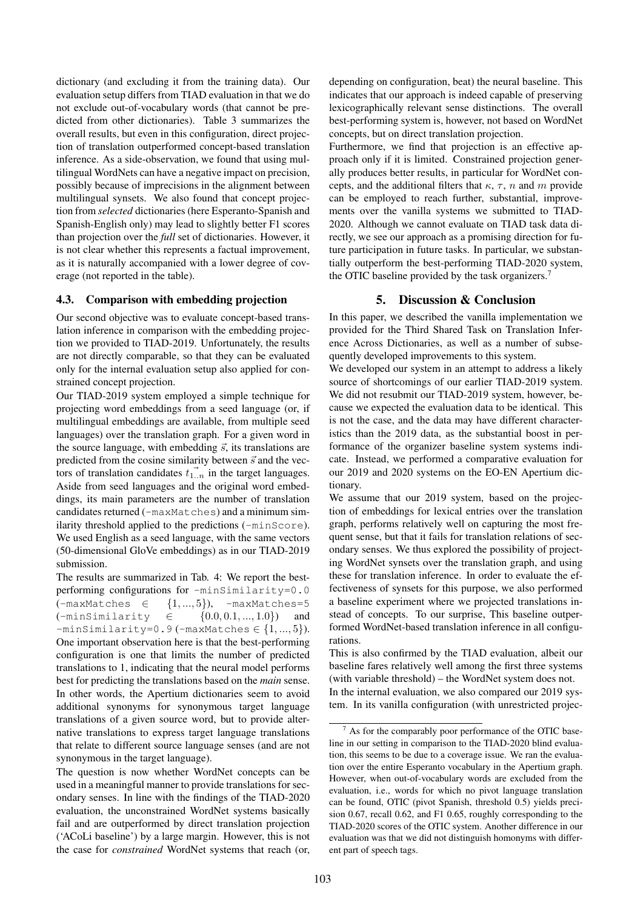dictionary (and excluding it from the training data). Our evaluation setup differs from TIAD evaluation in that we do not exclude out-of-vocabulary words (that cannot be predicted from other dictionaries). Table 3 summarizes the overall results, but even in this configuration, direct projection of translation outperformed concept-based translation inference. As a side-observation, we found that using multilingual WordNets can have a negative impact on precision, possibly because of imprecisions in the alignment between multilingual synsets. We also found that concept projection from *selected* dictionaries (here Esperanto-Spanish and Spanish-English only) may lead to slightly better F1 scores than projection over the *full* set of dictionaries. However, it is not clear whether this represents a factual improvement, as it is naturally accompanied with a lower degree of coverage (not reported in the table).

### 4.3. Comparison with embedding projection

Our second objective was to evaluate concept-based translation inference in comparison with the embedding projection we provided to TIAD-2019. Unfortunately, the results are not directly comparable, so that they can be evaluated only for the internal evaluation setup also applied for constrained concept projection.

Our TIAD-2019 system employed a simple technique for projecting word embeddings from a seed language (or, if multilingual embeddings are available, from multiple seed languages) over the translation graph. For a given word in the source language, with embedding $\vec{s}$, its translations are predicted from the cosine similarity between $\vec{s}$ and the vectors of translation candidates $\vec{t_{1..n}}$ in the target languages. Aside from seed languages and the original word embeddings, its main parameters are the number of translation candidates returned (`-maxMatches`) and a minimum similarity threshold applied to the predictions (`-minScore`). We used English as a seed language, with the same vectors (50-dimensional GloVe embeddings) as in our TIAD-2019 submission.

The results are summarized in Tab. 4: We report the best-performing configurations for `-minSimilarity=0.0` (`-maxMatches` $\in \{1, ..., 5\}$), `-maxMatches=5` (`-minSimilarity` $\in \{0.0, 0.1, ..., 1.0\}$) and `-minSimilarity=0.9` (`-maxMatches` $\in \{1, ..., 5\}$). One important observation here is that the best-performing configuration is one that limits the number of predicted translations to 1, indicating that the neural model performs best for predicting the translations based on the *main* sense. In other words, the Apertium dictionaries seem to avoid additional synonyms for synonymous target language translations of a given source word, but to provide alternative translations to express target language translations that relate to different source language senses (and are not synonymous in the target language).

The question is now whether WordNet concepts can be used in a meaningful manner to provide translations for secondary senses. In line with the findings of the TIAD-2020 evaluation, the unconstrained WordNet systems basically fail and are outperformed by direct translation projection ('ACoLi baseline') by a large margin. However, this is not the case for *constrained* WordNet systems that reach (or, depending on configuration, beat) the neural baseline. This indicates that our approach is indeed capable of preserving lexicographically relevant sense distinctions. The overall best-performing system is, however, not based on WordNet concepts, but on direct translation projection.

Furthermore, we find that projection is an effective approach only if it is limited. Constrained projection generally produces better results, in particular for WordNet concepts, and the additional filters that $\kappa$, $\tau$, $n$ and $m$ provide can be employed to reach further, substantial, improvements over the vanilla systems we submitted to TIAD-2020. Although we cannot evaluate on TIAD task data directly, we see our approach as a promising direction for future participation in future tasks. In particular, we substantially outperform the best-performing TIAD-2020 system, the OTIC baseline provided by the task organizers.[7]

## 5. Discussion & Conclusion

In this paper, we described the vanilla implementation we provided for the Third Shared Task on Translation Inference Across Dictionaries, as well as a number of subsequently developed improvements to this system.

We developed our system in an attempt to address a likely source of shortcomings of our earlier TIAD-2019 system. We did not resubmit our TIAD-2019 system, however, because we expected the evaluation data to be identical. This is not the case, and the data may have different characteristics than the 2019 data, as the substantial boost in performance of the organizer baseline system systems indicate. Instead, we performed a comparative evaluation for our 2019 and 2020 systems on the EO-EN Apertium dictionary.

We assume that our 2019 system, based on the projection of embeddings for lexical entries over the translation graph, performs relatively well on capturing the most frequent sense, but that it fails for translation relations of secondary senses. We thus explored the possibility of projecting WordNet synsets over the translation graph, and using these for translation inference. In order to evaluate the effectiveness of synsets for this purpose, we also performed a baseline experiment where we projected translations instead of concepts. To our surprise, This baseline outperformed WordNet-based translation inference in all configurations.

This is also confirmed by the TIAD evaluation, albeit our baseline fares relatively well among the first three systems (with variable threshold) – the WordNet system does not.

In the internal evaluation, we also compared our 2019 system. In its vanilla configuration (with unrestricted projec-

[7] As for the comparably poor performance of the OTIC baseline in our setting in comparison to the TIAD-2020 blind evaluation, this seems to be due to a coverage issue. We ran the evaluation over the entire Esperanto vocabulary in the Apertium graph. However, when out-of-vocabulary words are excluded from the evaluation, i.e., words for which no pivot language translation can be found, OTIC (pivot Spanish, threshold 0.5) yields precision 0.67, recall 0.62, and F1 0.65, roughly corresponding to the TIAD-2020 scores of the OTIC system. Another difference in our evaluation was that we did not distinguish homonyms with different part of speech tags.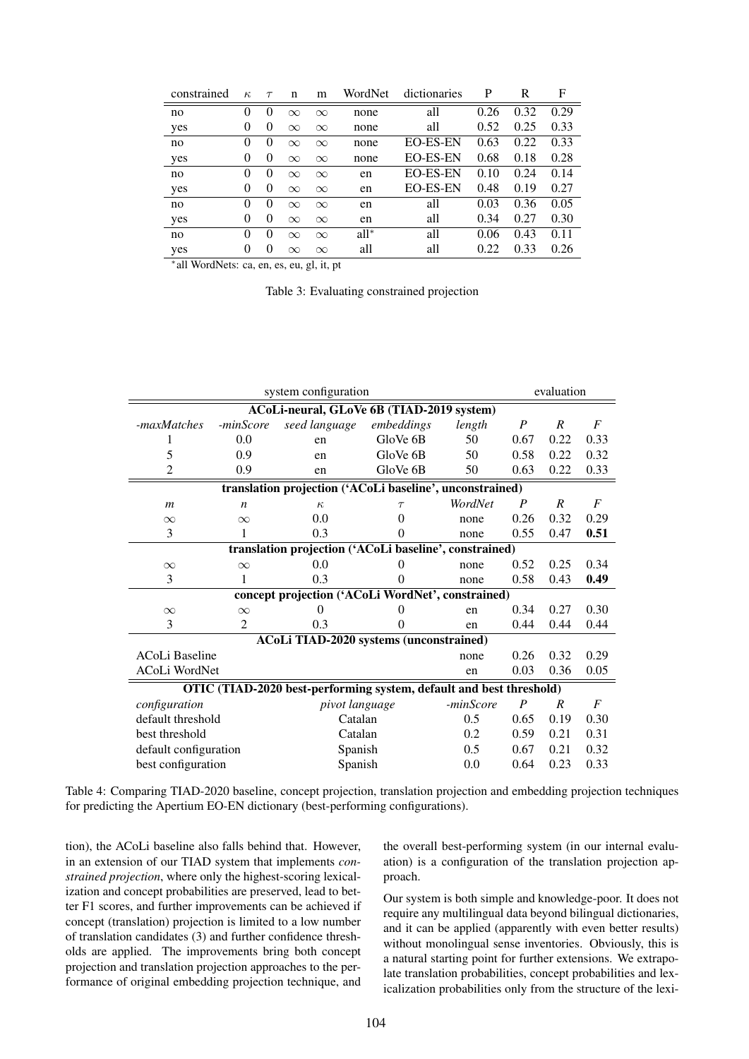| constrained | $\kappa$ | $\tau$ | n | m | WordNet | dictionaries | P | R | F |
|---|---|---|---|---|---|---|---|---|---|
| no | 0 | 0 | $\infty$ | $\infty$ | none | all | 0.26 | 0.32 | 0.29 |
| yes | 0 | 0 | $\infty$ | $\infty$ | none | all | 0.52 | 0.25 | 0.33 |
| no | 0 | 0 | $\infty$ | $\infty$ | none | EO-ES-EN | 0.63 | 0.22 | 0.33 |
| yes | 0 | 0 | $\infty$ | $\infty$ | none | EO-ES-EN | 0.68 | 0.18 | 0.28 |
| no | 0 | 0 | $\infty$ | $\infty$ | en | EO-ES-EN | 0.10 | 0.24 | 0.14 |
| yes | 0 | 0 | $\infty$ | $\infty$ | en | EO-ES-EN | 0.48 | 0.19 | 0.27 |
| no | 0 | 0 | $\infty$ | $\infty$ | en | all | 0.03 | 0.36 | 0.05 |
| yes | 0 | 0 | $\infty$ | $\infty$ | en | all | 0.34 | 0.27 | 0.30 |
| no | 0 | 0 | $\infty$ | $\infty$ | all* | all | 0.06 | 0.43 | 0.11 |
| yes | 0 | 0 | $\infty$ | $\infty$ | all | all | 0.22 | 0.33 | 0.26 |

*all WordNets: ca, en, es, eu, gl, it, pt

Table 3: Evaluating constrained projection

| system configuration | | | | | evaluation | | |
|---|---|---|---|---|---|---|---|
| **ACoLi-neural, GLoVe 6B (TIAD-2019 system)** | | | | | | | |
| *-maxMatches* | *-minScore* | *seed language* | *embeddings* | *length* | *P* | *R* | *F* |
| 1 | 0.0 | en | GloVe 6B | 50 | 0.67 | 0.22 | 0.33 |
| 5 | 0.9 | en | GloVe 6B | 50 | 0.58 | 0.22 | 0.32 |
| 2 | 0.9 | en | GloVe 6B | 50 | 0.63 | 0.22 | 0.33 |
| **translation projection ('ACoLi baseline', unconstrained)** | | | | | | | |
| *m* | *n* | $\kappa$ | $\tau$ | *WordNet* | *P* | *R* | *F* |
| $\infty$ | $\infty$ | 0.0 | 0 | none | 0.26 | 0.32 | 0.29 |
| 3 | 1 | 0.3 | 0 | none | 0.55 | 0.47 | **0.51** |
| **translation projection ('ACoLi baseline', constrained)** | | | | | | | |
| $\infty$ | $\infty$ | 0.0 | 0 | none | 0.52 | 0.25 | 0.34 |
| 3 | 1 | 0.3 | 0 | none | 0.58 | 0.43 | **0.49** |
| **concept projection ('ACoLi WordNet', constrained)** | | | | | | | |
| $\infty$ | $\infty$ | 0 | 0 | en | 0.34 | 0.27 | 0.30 |
| 3 | 2 | 0.3 | 0 | en | 0.44 | 0.44 | 0.44 |
| **ACoLi TIAD-2020 systems (unconstrained)** | | | | | | | |
| ACoLi Baseline | | | | none | 0.26 | 0.32 | 0.29 |
| ACoLi WordNet | | | | en | 0.03 | 0.36 | 0.05 |
| **OTIC (TIAD-2020 best-performing system, default and best threshold)** | | | | | | | |
| *configuration* | | *pivot language* | | *-minScore* | *P* | *R* | *F* |
| default threshold | | Catalan | | 0.5 | 0.65 | 0.19 | 0.30 |
| best threshold | | Catalan | | 0.2 | 0.59 | 0.21 | 0.31 |
| default configuration | | Spanish | | 0.5 | 0.67 | 0.21 | 0.32 |
| best configuration | | Spanish | | 0.0 | 0.64 | 0.23 | 0.33 |

Table 4: Comparing TIAD-2020 baseline, concept projection, translation projection and embedding projection techniques for predicting the Apertium EO-EN dictionary (best-performing configurations).

tion), the ACoLi baseline also falls behind that. However, in an extension of our TIAD system that implements *constrained projection*, where only the highest-scoring lexicalization and concept probabilities are preserved, lead to better F1 scores, and further improvements can be achieved if concept (translation) projection is limited to a low number of translation candidates (3) and further confidence thresholds are applied. The improvements bring both concept projection and translation projection approaches to the performance of original embedding projection technique, and the overall best-performing system (in our internal evaluation) is a configuration of the translation projection approach.

Our system is both simple and knowledge-poor. It does not require any multilingual data beyond bilingual dictionaries, and it can be applied (apparently with even better results) without monolingual sense inventories. Obviously, this is a natural starting point for further extensions. We extrapolate translation probabilities, concept probabilities and lexicalization probabilities only from the structure of the lexi-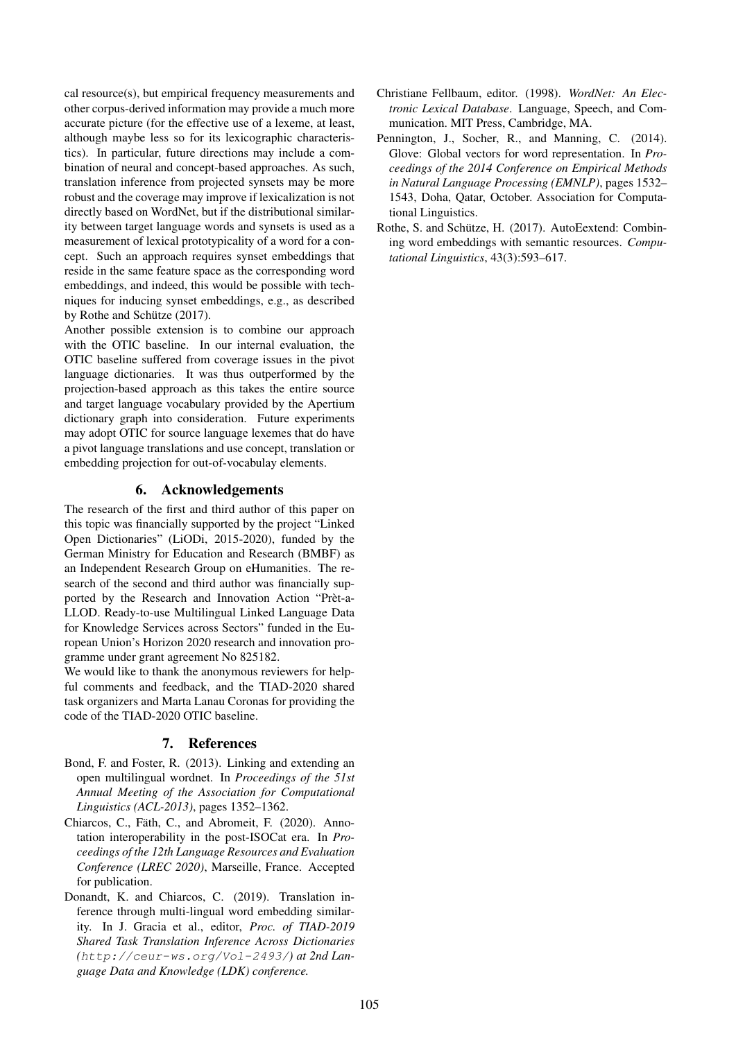cal resource(s), but empirical frequency measurements and other corpus-derived information may provide a much more accurate picture (for the effective use of a lexeme, at least, although maybe less so for its lexicographic characteristics). In particular, future directions may include a combination of neural and concept-based approaches. As such, translation inference from projected synsets may be more robust and the coverage may improve if lexicalization is not directly based on WordNet, but if the distributional similarity between target language words and synsets is used as a measurement of lexical prototypicality of a word for a concept. Such an approach requires synset embeddings that reside in the same feature space as the corresponding word embeddings, and indeed, this would be possible with techniques for inducing synset embeddings, e.g., as described by Rothe and Schütze (2017).

Another possible extension is to combine our approach with the OTIC baseline. In our internal evaluation, the OTIC baseline suffered from coverage issues in the pivot language dictionaries. It was thus outperformed by the projection-based approach as this takes the entire source and target language vocabulary provided by the Apertium dictionary graph into consideration. Future experiments may adopt OTIC for source language lexemes that do have a pivot language translations and use concept, translation or embedding projection for out-of-vocabulay elements.

## 6. Acknowledgements

The research of the first and third author of this paper on this topic was financially supported by the project "Linked Open Dictionaries" (LiODi, 2015-2020), funded by the German Ministry for Education and Research (BMBF) as an Independent Research Group on eHumanities. The research of the second and third author was financially supported by the Research and Innovation Action "Prèt-a-LLOD. Ready-to-use Multilingual Linked Language Data for Knowledge Services across Sectors" funded in the European Union's Horizon 2020 research and innovation programme under grant agreement No 825182.

We would like to thank the anonymous reviewers for helpful comments and feedback, and the TIAD-2020 shared task organizers and Marta Lanau Coronas for providing the code of the TIAD-2020 OTIC baseline.

## 7. References

Bond, F. and Foster, R. (2013). Linking and extending an open multilingual wordnet. In *Proceedings of the 51st Annual Meeting of the Association for Computational Linguistics (ACL-2013)*, pages 1352–1362.

Chiarcos, C., Fäth, C., and Abromeit, F. (2020). Annotation interoperability in the post-ISOCat era. In *Proceedings of the 12th Language Resources and Evaluation Conference (LREC 2020)*, Marseille, France. Accepted for publication.

Donandt, K. and Chiarcos, C. (2019). Translation inference through multi-lingual word embedding similarity. In J. Gracia et al., editor, *Proc. of TIAD-2019 Shared Task Translation Inference Across Dictionaries (`http://ceur-ws.org/Vol-2493/`) at 2nd Language Data and Knowledge (LDK) conference.*

Christiane Fellbaum, editor. (1998). *WordNet: An Electronic Lexical Database*. Language, Speech, and Communication. MIT Press, Cambridge, MA.

Pennington, J., Socher, R., and Manning, C. (2014). Glove: Global vectors for word representation. In *Proceedings of the 2014 Conference on Empirical Methods in Natural Language Processing (EMNLP)*, pages 1532–1543, Doha, Qatar, October. Association for Computational Linguistics.

Rothe, S. and Schütze, H. (2017). AutoEextend: Combining word embeddings with semantic resources. *Computational Linguistics*, 43(3):593–617.